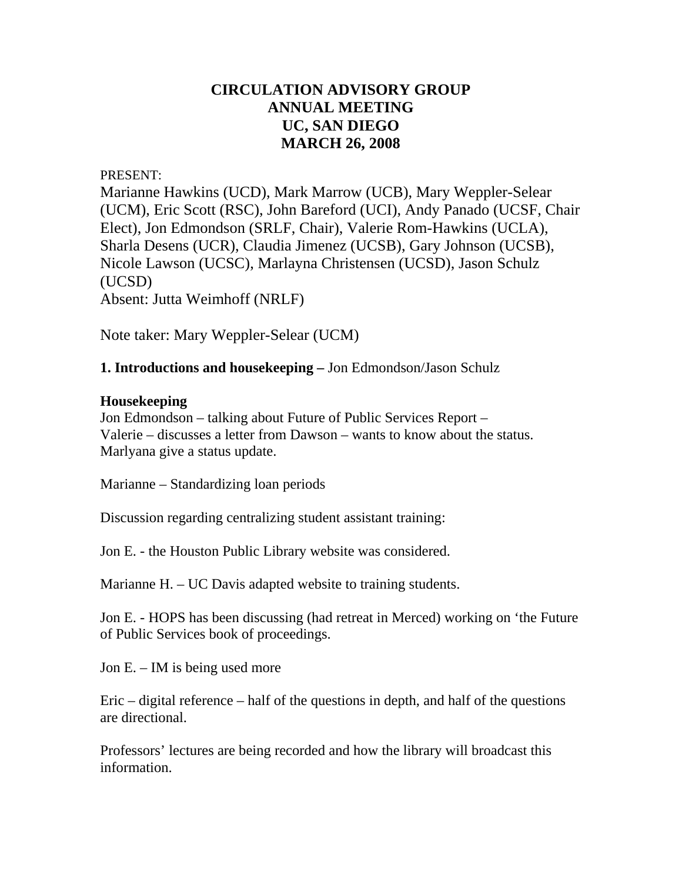# CIRCULATION ADVISORY GROUP
# ANNUAL MEETING
# UC, SAN DIEGO
# MARCH 26, 2008

PRESENT:

Marianne Hawkins (UCD), Mark Marrow (UCB), Mary Weppler-Selear (UCM), Eric Scott (RSC), John Bareford (UCI), Andy Panado (UCSF, Chair Elect), Jon Edmondson (SRLF, Chair), Valerie Rom-Hawkins (UCLA), Sharla Desens (UCR), Claudia Jimenez (UCSB), Gary Johnson (UCSB), Nicole Lawson (UCSC), Marlayna Christensen (UCSD), Jason Schulz (UCSD)

Absent: Jutta Weimhoff (NRLF)

Note taker: Mary Weppler-Selear (UCM)

**1. Introductions and housekeeping –** Jon Edmondson/Jason Schulz

**Housekeeping**

Jon Edmondson – talking about Future of Public Services Report –
Valerie – discusses a letter from Dawson – wants to know about the status.
Marlyana give a status update.

Marianne – Standardizing loan periods

Discussion regarding centralizing student assistant training:

Jon E. - the Houston Public Library website was considered.

Marianne H. – UC Davis adapted website to training students.

Jon E. - HOPS has been discussing (had retreat in Merced) working on 'the Future of Public Services book of proceedings.

Jon E. – IM is being used more

Eric – digital reference – half of the questions in depth, and half of the questions are directional.

Professors' lectures are being recorded and how the library will broadcast this information.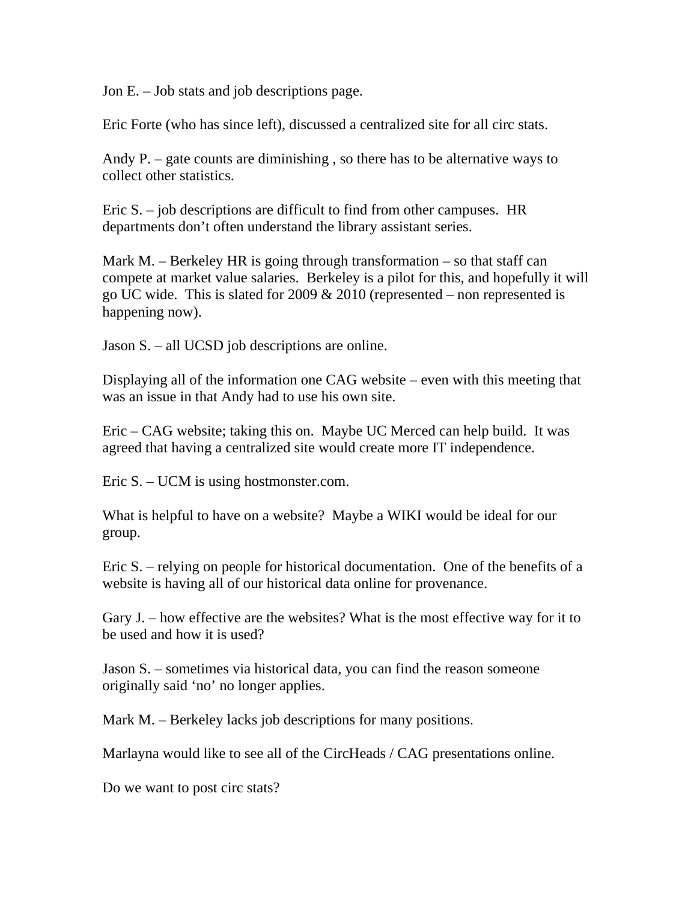Jon E. – Job stats and job descriptions page.

Eric Forte (who has since left), discussed a centralized site for all circ stats.

Andy P. – gate counts are diminishing , so there has to be alternative ways to collect other statistics.

Eric S. – job descriptions are difficult to find from other campuses. HR departments don't often understand the library assistant series.

Mark M. – Berkeley HR is going through transformation – so that staff can compete at market value salaries. Berkeley is a pilot for this, and hopefully it will go UC wide. This is slated for 2009 & 2010 (represented – non represented is happening now).

Jason S. – all UCSD job descriptions are online.

Displaying all of the information one CAG website – even with this meeting that was an issue in that Andy had to use his own site.

Eric – CAG website; taking this on. Maybe UC Merced can help build. It was agreed that having a centralized site would create more IT independence.

Eric S. – UCM is using hostmonster.com.

What is helpful to have on a website? Maybe a WIKI would be ideal for our group.

Eric S. – relying on people for historical documentation. One of the benefits of a website is having all of our historical data online for provenance.

Gary J. – how effective are the websites? What is the most effective way for it to be used and how it is used?

Jason S. – sometimes via historical data, you can find the reason someone originally said 'no' no longer applies.

Mark M. – Berkeley lacks job descriptions for many positions.

Marlayna would like to see all of the CircHeads / CAG presentations online.

Do we want to post circ stats?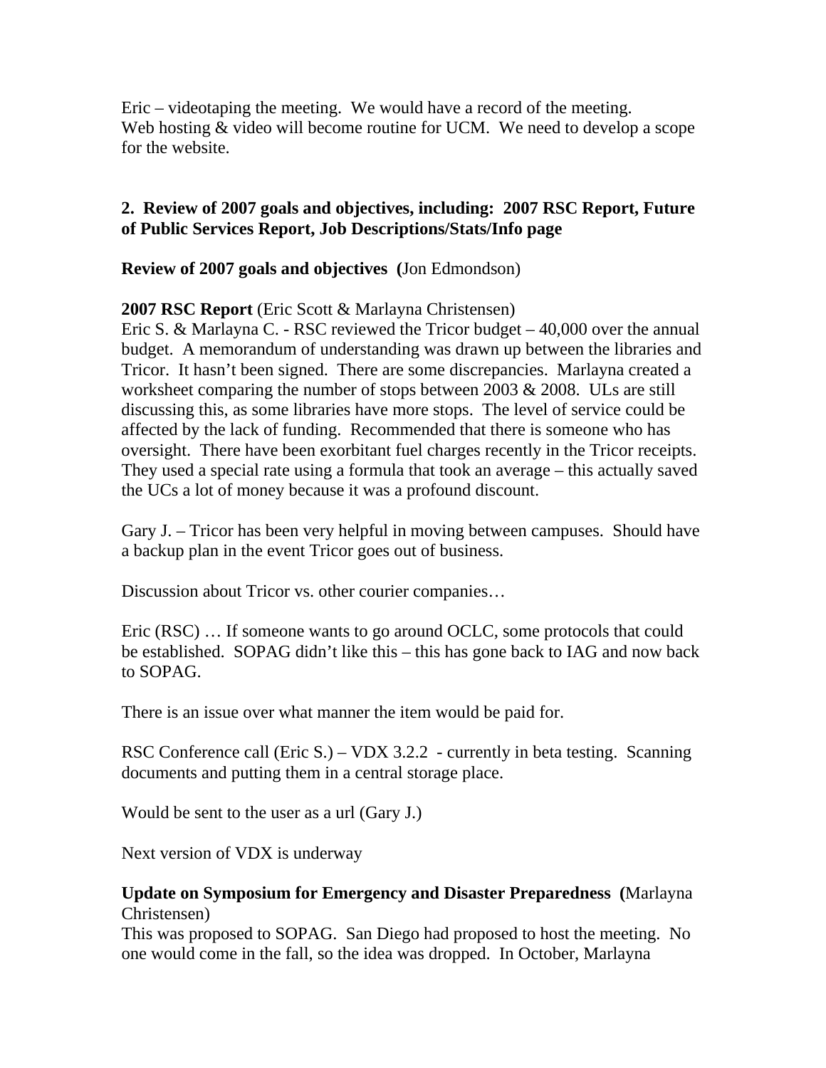Eric – videotaping the meeting. We would have a record of the meeting. Web hosting & video will become routine for UCM. We need to develop a scope for the website.

**2. Review of 2007 goals and objectives, including: 2007 RSC Report, Future of Public Services Report, Job Descriptions/Stats/Info page**

**Review of 2007 goals and objectives (**Jon Edmondson)

**2007 RSC Report** (Eric Scott & Marlayna Christensen)
Eric S. & Marlayna C. - RSC reviewed the Tricor budget – 40,000 over the annual budget. A memorandum of understanding was drawn up between the libraries and Tricor. It hasn't been signed. There are some discrepancies. Marlayna created a worksheet comparing the number of stops between 2003 & 2008. ULs are still discussing this, as some libraries have more stops. The level of service could be affected by the lack of funding. Recommended that there is someone who has oversight. There have been exorbitant fuel charges recently in the Tricor receipts. They used a special rate using a formula that took an average – this actually saved the UCs a lot of money because it was a profound discount.

Gary J. – Tricor has been very helpful in moving between campuses. Should have a backup plan in the event Tricor goes out of business.

Discussion about Tricor vs. other courier companies…

Eric (RSC) … If someone wants to go around OCLC, some protocols that could be established. SOPAG didn't like this – this has gone back to IAG and now back to SOPAG.

There is an issue over what manner the item would be paid for.

RSC Conference call (Eric S.) – VDX 3.2.2 - currently in beta testing. Scanning documents and putting them in a central storage place.

Would be sent to the user as a url (Gary J.)

Next version of VDX is underway

**Update on Symposium for Emergency and Disaster Preparedness (**Marlayna Christensen)
This was proposed to SOPAG. San Diego had proposed to host the meeting. No one would come in the fall, so the idea was dropped. In October, Marlayna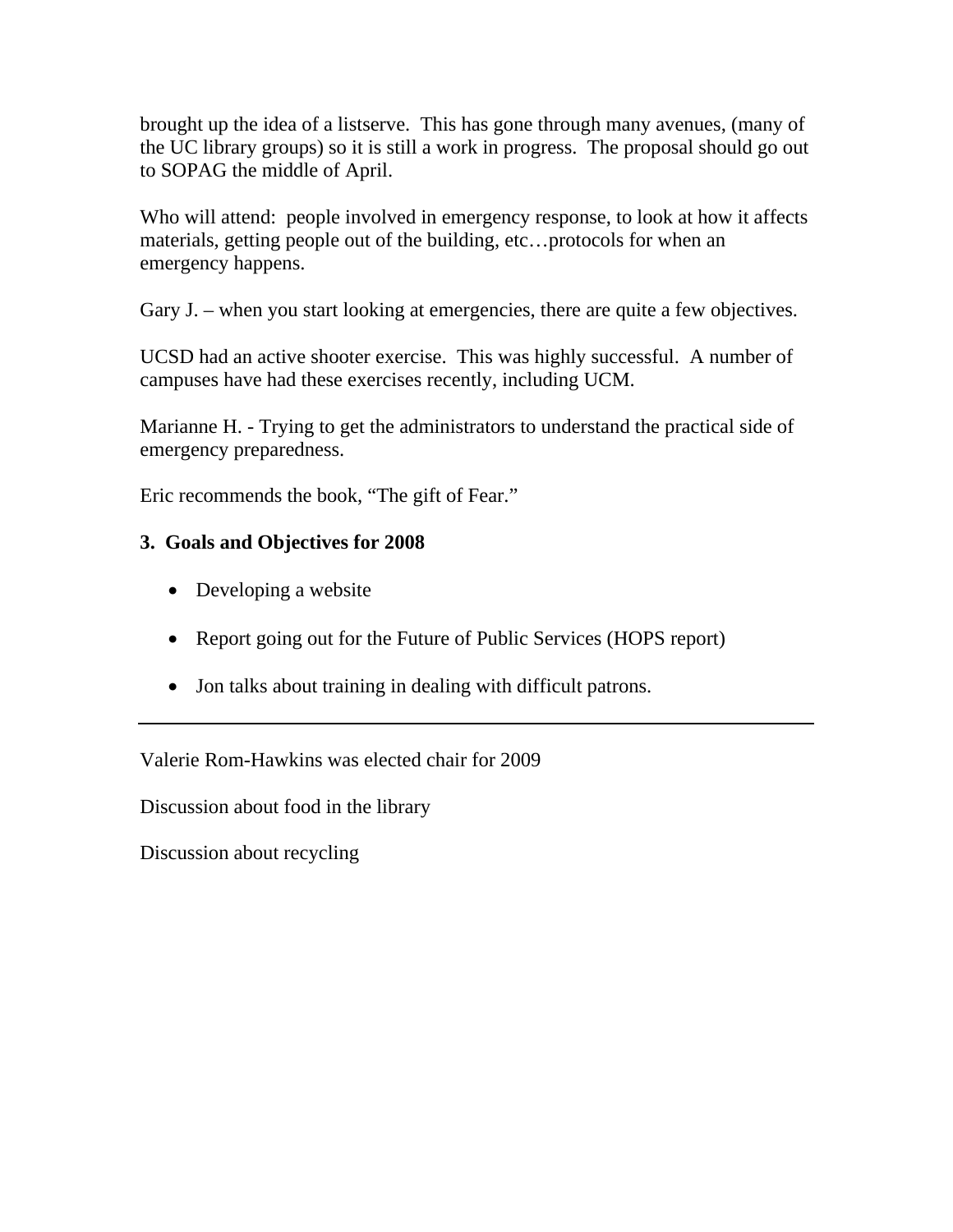brought up the idea of a listserve. This has gone through many avenues, (many of the UC library groups) so it is still a work in progress. The proposal should go out to SOPAG the middle of April.

Who will attend: people involved in emergency response, to look at how it affects materials, getting people out of the building, etc…protocols for when an emergency happens.

Gary J. – when you start looking at emergencies, there are quite a few objectives.

UCSD had an active shooter exercise. This was highly successful. A number of campuses have had these exercises recently, including UCM.

Marianne H. - Trying to get the administrators to understand the practical side of emergency preparedness.

Eric recommends the book, "The gift of Fear."

**3. Goals and Objectives for 2008**

- Developing a website
- Report going out for the Future of Public Services (HOPS report)
- Jon talks about training in dealing with difficult patrons.

---

Valerie Rom-Hawkins was elected chair for 2009

Discussion about food in the library

Discussion about recycling